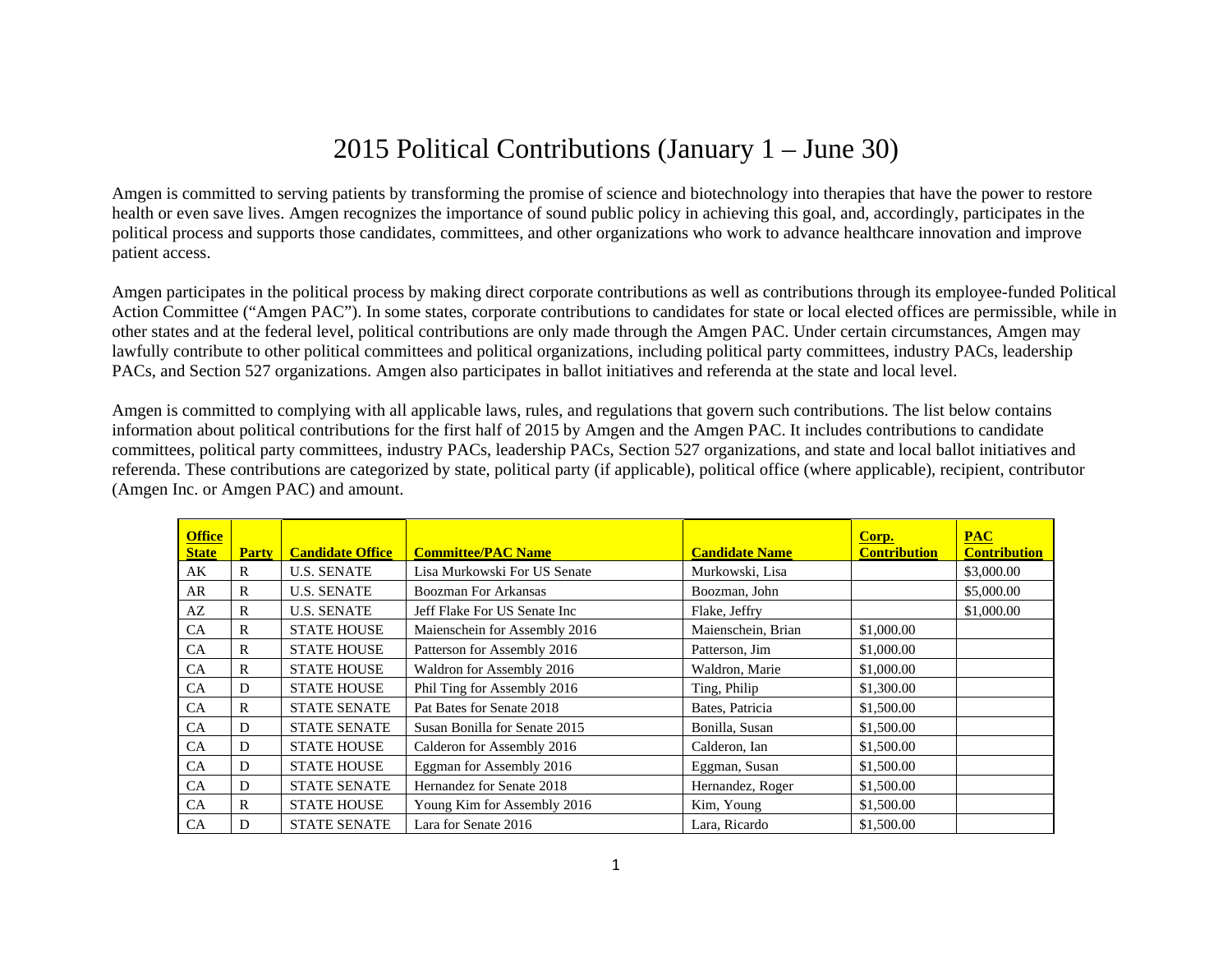# 2015 Political Contributions (January 1 – June 30)

Amgen is committed to serving patients by transforming the promise of science and biotechnology into therapies that have the power to restore health or even save lives. Amgen recognizes the importance of sound public policy in achieving this goal, and, accordingly, participates in the political process and supports those candidates, committees, and other organizations who work to advance healthcare innovation and improve patient access.

Amgen participates in the political process by making direct corporate contributions as well as contributions through its employee-funded Political Action Committee ("Amgen PAC"). In some states, corporate contributions to candidates for state or local elected offices are permissible, while in other states and at the federal level, political contributions are only made through the Amgen PAC. Under certain circumstances, Amgen may lawfully contribute to other political committees and political organizations, including political party committees, industry PACs, leadership PACs, and Section 527 organizations. Amgen also participates in ballot initiatives and referenda at the state and local level.

Amgen is committed to complying with all applicable laws, rules, and regulations that govern such contributions. The list below contains information about political contributions for the first half of 2015 by Amgen and the Amgen PAC. It includes contributions to candidate committees, political party committees, industry PACs, leadership PACs, Section 527 organizations, and state and local ballot initiatives and referenda. These contributions are categorized by state, political party (if applicable), political office (where applicable), recipient, contributor (Amgen Inc. or Amgen PAC) and amount.

| Office State | Party | Candidate Office | Committee/PAC Name | Candidate Name | Corp. Contribution | PAC Contribution |
|---|---|---|---|---|---|---|
| AK | R | U.S. SENATE | Lisa Murkowski For US Senate | Murkowski, Lisa | | $3,000.00 |
| AR | R | U.S. SENATE | Boozman For Arkansas | Boozman, John | | $5,000.00 |
| AZ | R | U.S. SENATE | Jeff Flake For US Senate Inc | Flake, Jeffry | | $1,000.00 |
| CA | R | STATE HOUSE | Maienschein for Assembly 2016 | Maienschein, Brian | $1,000.00 | |
| CA | R | STATE HOUSE | Patterson for Assembly 2016 | Patterson, Jim | $1,000.00 | |
| CA | R | STATE HOUSE | Waldron for Assembly 2016 | Waldron, Marie | $1,000.00 | |
| CA | D | STATE HOUSE | Phil Ting for Assembly 2016 | Ting, Philip | $1,300.00 | |
| CA | R | STATE SENATE | Pat Bates for Senate 2018 | Bates, Patricia | $1,500.00 | |
| CA | D | STATE SENATE | Susan Bonilla for Senate 2015 | Bonilla, Susan | $1,500.00 | |
| CA | D | STATE HOUSE | Calderon for Assembly 2016 | Calderon, Ian | $1,500.00 | |
| CA | D | STATE HOUSE | Eggman for Assembly 2016 | Eggman, Susan | $1,500.00 | |
| CA | D | STATE SENATE | Hernandez for Senate 2018 | Hernandez, Roger | $1,500.00 | |
| CA | R | STATE HOUSE | Young Kim for Assembly 2016 | Kim, Young | $1,500.00 | |
| CA | D | STATE SENATE | Lara for Senate 2016 | Lara, Ricardo | $1,500.00 | |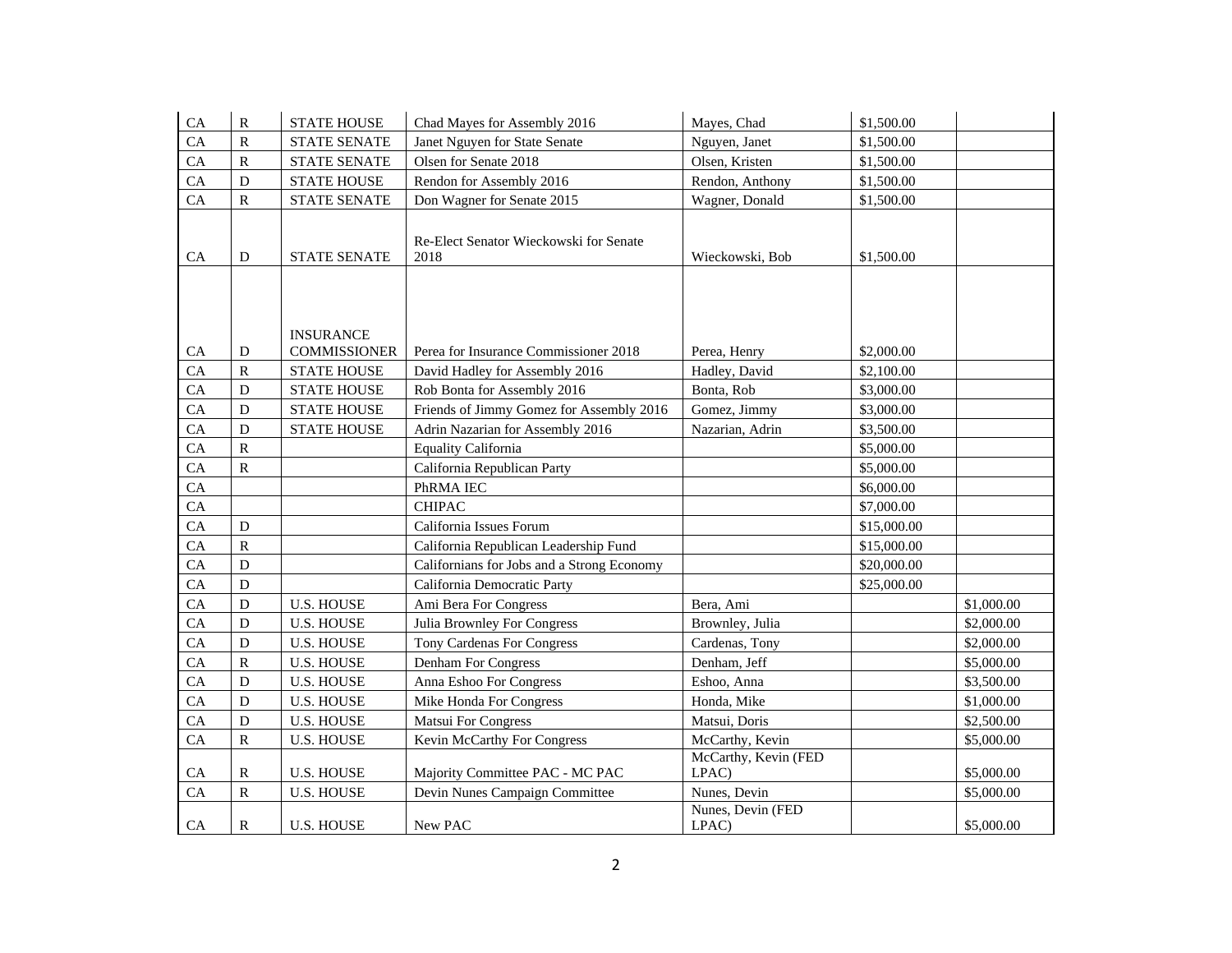| CA | R | STATE HOUSE | Chad Mayes for Assembly 2016 | Mayes, Chad | $1,500.00 | |
|---|---|---|---|---|---|---|
| CA | R | STATE SENATE | Janet Nguyen for State Senate | Nguyen, Janet | $1,500.00 | |
| CA | R | STATE SENATE | Olsen for Senate 2018 | Olsen, Kristen | $1,500.00 | |
| CA | D | STATE HOUSE | Rendon for Assembly 2016 | Rendon, Anthony | $1,500.00 | |
| CA | R | STATE SENATE | Don Wagner for Senate 2015 | Wagner, Donald | $1,500.00 | |
| CA | D | STATE SENATE | Re-Elect Senator Wieckowski for Senate 2018 | Wieckowski, Bob | $1,500.00 | |
| CA | D | INSURANCE COMMISSIONER | Perea for Insurance Commissioner 2018 | Perea, Henry | $2,000.00 | |
| CA | R | STATE HOUSE | David Hadley for Assembly 2016 | Hadley, David | $2,100.00 | |
| CA | D | STATE HOUSE | Rob Bonta for Assembly 2016 | Bonta, Rob | $3,000.00 | |
| CA | D | STATE HOUSE | Friends of Jimmy Gomez for Assembly 2016 | Gomez, Jimmy | $3,000.00 | |
| CA | D | STATE HOUSE | Adrin Nazarian for Assembly 2016 | Nazarian, Adrin | $3,500.00 | |
| CA | R | | Equality California | | $5,000.00 | |
| CA | R | | California Republican Party | | $5,000.00 | |
| CA | | | PhRMA IEC | | $6,000.00 | |
| CA | | | CHIPAC | | $7,000.00 | |
| CA | D | | California Issues Forum | | $15,000.00 | |
| CA | R | | California Republican Leadership Fund | | $15,000.00 | |
| CA | D | | Californians for Jobs and a Strong Economy | | $20,000.00 | |
| CA | D | | California Democratic Party | | $25,000.00 | |
| CA | D | U.S. HOUSE | Ami Bera For Congress | Bera, Ami | | $1,000.00 |
| CA | D | U.S. HOUSE | Julia Brownley For Congress | Brownley, Julia | | $2,000.00 |
| CA | D | U.S. HOUSE | Tony Cardenas For Congress | Cardenas, Tony | | $2,000.00 |
| CA | R | U.S. HOUSE | Denham For Congress | Denham, Jeff | | $5,000.00 |
| CA | D | U.S. HOUSE | Anna Eshoo For Congress | Eshoo, Anna | | $3,500.00 |
| CA | D | U.S. HOUSE | Mike Honda For Congress | Honda, Mike | | $1,000.00 |
| CA | D | U.S. HOUSE | Matsui For Congress | Matsui, Doris | | $2,500.00 |
| CA | R | U.S. HOUSE | Kevin McCarthy For Congress | McCarthy, Kevin | | $5,000.00 |
| CA | R | U.S. HOUSE | Majority Committee PAC - MC PAC | McCarthy, Kevin (FED LPAC) | | $5,000.00 |
| CA | R | U.S. HOUSE | Devin Nunes Campaign Committee | Nunes, Devin | | $5,000.00 |
| CA | R | U.S. HOUSE | New PAC | Nunes, Devin (FED LPAC) | | $5,000.00 |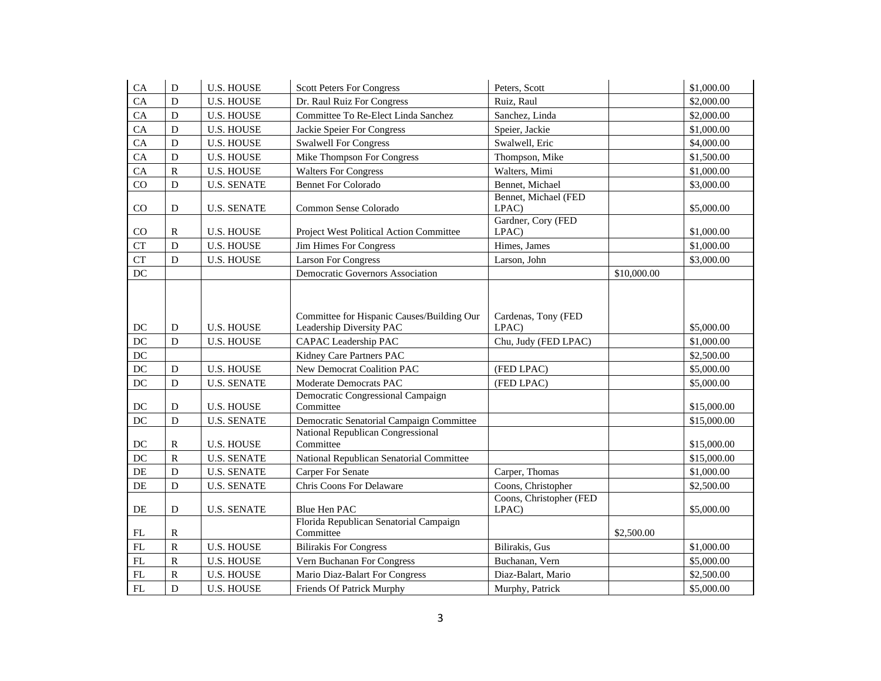| | | | | | | |
|---|---|---|---|---|---|---|
| CA | D | U.S. HOUSE | Scott Peters For Congress | Peters, Scott | | $1,000.00 |
| CA | D | U.S. HOUSE | Dr. Raul Ruiz For Congress | Ruiz, Raul | | $2,000.00 |
| CA | D | U.S. HOUSE | Committee To Re-Elect Linda Sanchez | Sanchez, Linda | | $2,000.00 |
| CA | D | U.S. HOUSE | Jackie Speier For Congress | Speier, Jackie | | $1,000.00 |
| CA | D | U.S. HOUSE | Swalwell For Congress | Swalwell, Eric | | $4,000.00 |
| CA | D | U.S. HOUSE | Mike Thompson For Congress | Thompson, Mike | | $1,500.00 |
| CA | R | U.S. HOUSE | Walters For Congress | Walters, Mimi | | $1,000.00 |
| CO | D | U.S. SENATE | Bennet For Colorado | Bennet, Michael | | $3,000.00 |
| CO | D | U.S. SENATE | Common Sense Colorado | Bennet, Michael (FED LPAC) | | $5,000.00 |
| CO | R | U.S. HOUSE | Project West Political Action Committee | Gardner, Cory (FED LPAC) | | $1,000.00 |
| CT | D | U.S. HOUSE | Jim Himes For Congress | Himes, James | | $1,000.00 |
| CT | D | U.S. HOUSE | Larson For Congress | Larson, John | | $3,000.00 |
| DC | | | Democratic Governors Association | | $10,000.00 | |
| DC | D | U.S. HOUSE | Committee for Hispanic Causes/Building Our Leadership Diversity PAC | Cardenas, Tony (FED LPAC) | | $5,000.00 |
| DC | D | U.S. HOUSE | CAPAC Leadership PAC | Chu, Judy (FED LPAC) | | $1,000.00 |
| DC | | | Kidney Care Partners PAC | | | $2,500.00 |
| DC | D | U.S. HOUSE | New Democrat Coalition PAC | (FED LPAC) | | $5,000.00 |
| DC | D | U.S. SENATE | Moderate Democrats PAC | (FED LPAC) | | $5,000.00 |
| DC | D | U.S. HOUSE | Democratic Congressional Campaign Committee | | | $15,000.00 |
| DC | D | U.S. SENATE | Democratic Senatorial Campaign Committee | | | $15,000.00 |
| DC | R | U.S. HOUSE | National Republican Congressional Committee | | | $15,000.00 |
| DC | R | U.S. SENATE | National Republican Senatorial Committee | | | $15,000.00 |
| DE | D | U.S. SENATE | Carper For Senate | Carper, Thomas | | $1,000.00 |
| DE | D | U.S. SENATE | Chris Coons For Delaware | Coons, Christopher | | $2,500.00 |
| DE | D | U.S. SENATE | Blue Hen PAC | Coons, Christopher (FED LPAC) | | $5,000.00 |
| FL | R | | Florida Republican Senatorial Campaign Committee | | $2,500.00 | |
| FL | R | U.S. HOUSE | Bilirakis For Congress | Bilirakis, Gus | | $1,000.00 |
| FL | R | U.S. HOUSE | Vern Buchanan For Congress | Buchanan, Vern | | $5,000.00 |
| FL | R | U.S. HOUSE | Mario Diaz-Balart For Congress | Diaz-Balart, Mario | | $2,500.00 |
| FL | D | U.S. HOUSE | Friends Of Patrick Murphy | Murphy, Patrick | | $5,000.00 |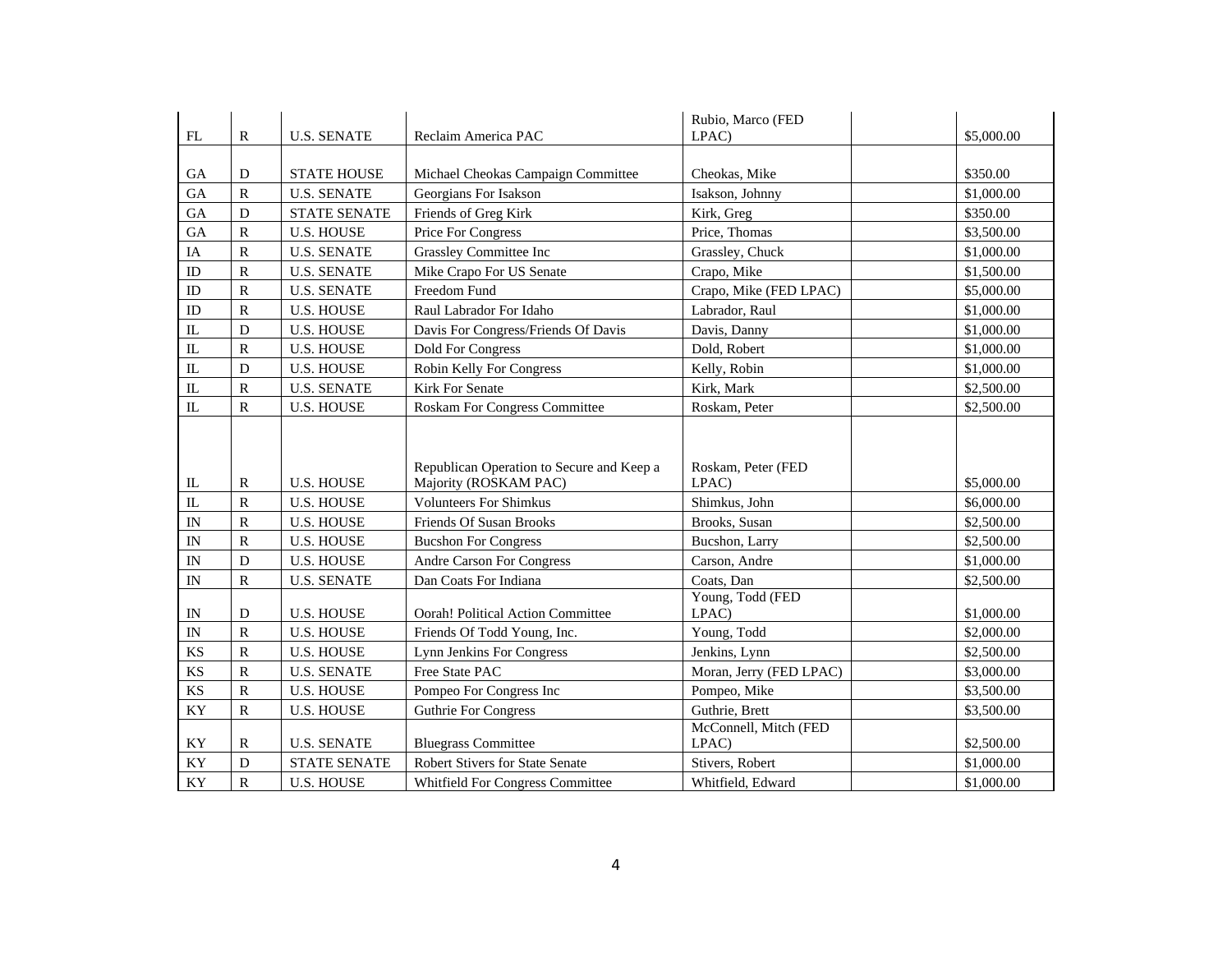| | | | | | | |
|---|---|---|---|---|---|---|
| FL | R | U.S. SENATE | Reclaim America PAC | Rubio, Marco (FED LPAC) | | $5,000.00 |
| GA | D | STATE HOUSE | Michael Cheokas Campaign Committee | Cheokas, Mike | | $350.00 |
| GA | R | U.S. SENATE | Georgians For Isakson | Isakson, Johnny | | $1,000.00 |
| GA | D | STATE SENATE | Friends of Greg Kirk | Kirk, Greg | | $350.00 |
| GA | R | U.S. HOUSE | Price For Congress | Price, Thomas | | $3,500.00 |
| IA | R | U.S. SENATE | Grassley Committee Inc | Grassley, Chuck | | $1,000.00 |
| ID | R | U.S. SENATE | Mike Crapo For US Senate | Crapo, Mike | | $1,500.00 |
| ID | R | U.S. SENATE | Freedom Fund | Crapo, Mike (FED LPAC) | | $5,000.00 |
| ID | R | U.S. HOUSE | Raul Labrador For Idaho | Labrador, Raul | | $1,000.00 |
| IL | D | U.S. HOUSE | Davis For Congress/Friends Of Davis | Davis, Danny | | $1,000.00 |
| IL | R | U.S. HOUSE | Dold For Congress | Dold, Robert | | $1,000.00 |
| IL | D | U.S. HOUSE | Robin Kelly For Congress | Kelly, Robin | | $1,000.00 |
| IL | R | U.S. SENATE | Kirk For Senate | Kirk, Mark | | $2,500.00 |
| IL | R | U.S. HOUSE | Roskam For Congress Committee | Roskam, Peter | | $2,500.00 |
| IL | R | U.S. HOUSE | Republican Operation to Secure and Keep a Majority (ROSKAM PAC) | Roskam, Peter (FED LPAC) | | $5,000.00 |
| IL | R | U.S. HOUSE | Volunteers For Shimkus | Shimkus, John | | $6,000.00 |
| IN | R | U.S. HOUSE | Friends Of Susan Brooks | Brooks, Susan | | $2,500.00 |
| IN | R | U.S. HOUSE | Bucshon For Congress | Bucshon, Larry | | $2,500.00 |
| IN | D | U.S. HOUSE | Andre Carson For Congress | Carson, Andre | | $1,000.00 |
| IN | R | U.S. SENATE | Dan Coats For Indiana | Coats, Dan | | $2,500.00 |
| IN | D | U.S. HOUSE | Oorah! Political Action Committee | Young, Todd (FED LPAC) | | $1,000.00 |
| IN | R | U.S. HOUSE | Friends Of Todd Young, Inc. | Young, Todd | | $2,000.00 |
| KS | R | U.S. HOUSE | Lynn Jenkins For Congress | Jenkins, Lynn | | $2,500.00 |
| KS | R | U.S. SENATE | Free State PAC | Moran, Jerry (FED LPAC) | | $3,000.00 |
| KS | R | U.S. HOUSE | Pompeo For Congress Inc | Pompeo, Mike | | $3,500.00 |
| KY | R | U.S. HOUSE | Guthrie For Congress | Guthrie, Brett | | $3,500.00 |
| KY | R | U.S. SENATE | Bluegrass Committee | McConnell, Mitch (FED LPAC) | | $2,500.00 |
| KY | D | STATE SENATE | Robert Stivers for State Senate | Stivers, Robert | | $1,000.00 |
| KY | R | U.S. HOUSE | Whitfield For Congress Committee | Whitfield, Edward | | $1,000.00 |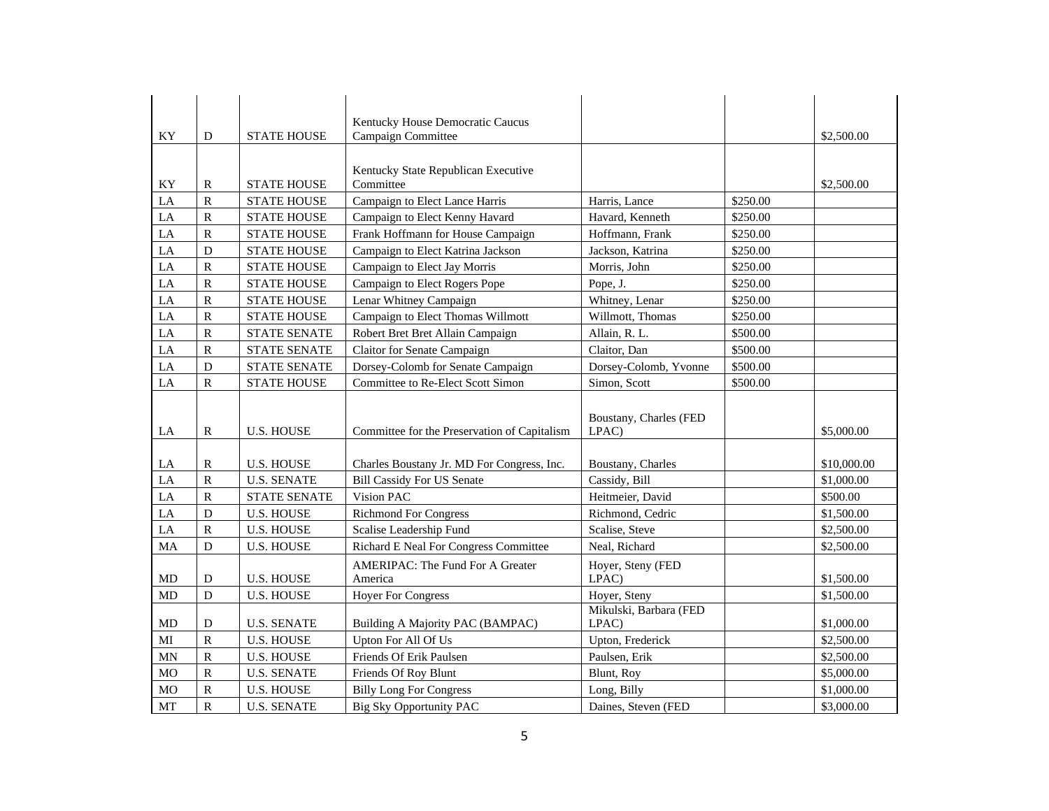| | | | | | | |
|---|---|---|---|---|---|---|
| KY | D | STATE HOUSE | Kentucky House Democratic Caucus Campaign Committee | | | $2,500.00 |
| KY | R | STATE HOUSE | Kentucky State Republican Executive Committee | | | $2,500.00 |
| LA | R | STATE HOUSE | Campaign to Elect Lance Harris | Harris, Lance | $250.00 | |
| LA | R | STATE HOUSE | Campaign to Elect Kenny Havard | Havard, Kenneth | $250.00 | |
| LA | R | STATE HOUSE | Frank Hoffmann for House Campaign | Hoffmann, Frank | $250.00 | |
| LA | D | STATE HOUSE | Campaign to Elect Katrina Jackson | Jackson, Katrina | $250.00 | |
| LA | R | STATE HOUSE | Campaign to Elect Jay Morris | Morris, John | $250.00 | |
| LA | R | STATE HOUSE | Campaign to Elect Rogers Pope | Pope, J. | $250.00 | |
| LA | R | STATE HOUSE | Lenar Whitney Campaign | Whitney, Lenar | $250.00 | |
| LA | R | STATE HOUSE | Campaign to Elect Thomas Willmott | Willmott, Thomas | $250.00 | |
| LA | R | STATE SENATE | Robert Bret Bret Allain Campaign | Allain, R. L. | $500.00 | |
| LA | R | STATE SENATE | Claitor for Senate Campaign | Claitor, Dan | $500.00 | |
| LA | D | STATE SENATE | Dorsey-Colomb for Senate Campaign | Dorsey-Colomb, Yvonne | $500.00 | |
| LA | R | STATE HOUSE | Committee to Re-Elect Scott Simon | Simon, Scott | $500.00 | |
| LA | R | U.S. HOUSE | Committee for the Preservation of Capitalism | Boustany, Charles (FED LPAC) | | $5,000.00 |
| LA | R | U.S. HOUSE | Charles Boustany Jr. MD For Congress, Inc. | Boustany, Charles | | $10,000.00 |
| LA | R | U.S. SENATE | Bill Cassidy For US Senate | Cassidy, Bill | | $1,000.00 |
| LA | R | STATE SENATE | Vision PAC | Heitmeier, David | | $500.00 |
| LA | D | U.S. HOUSE | Richmond For Congress | Richmond, Cedric | | $1,500.00 |
| LA | R | U.S. HOUSE | Scalise Leadership Fund | Scalise, Steve | | $2,500.00 |
| MA | D | U.S. HOUSE | Richard E Neal For Congress Committee | Neal, Richard | | $2,500.00 |
| MD | D | U.S. HOUSE | AMERIPAC: The Fund For A Greater America | Hoyer, Steny (FED LPAC) | | $1,500.00 |
| MD | D | U.S. HOUSE | Hoyer For Congress | Hoyer, Steny | | $1,500.00 |
| MD | D | U.S. SENATE | Building A Majority PAC (BAMPAC) | Mikulski, Barbara (FED LPAC) | | $1,000.00 |
| MI | R | U.S. HOUSE | Upton For All Of Us | Upton, Frederick | | $2,500.00 |
| MN | R | U.S. HOUSE | Friends Of Erik Paulsen | Paulsen, Erik | | $2,500.00 |
| MO | R | U.S. SENATE | Friends Of Roy Blunt | Blunt, Roy | | $5,000.00 |
| MO | R | U.S. HOUSE | Billy Long For Congress | Long, Billy | | $1,000.00 |
| MT | R | U.S. SENATE | Big Sky Opportunity PAC | Daines, Steven (FED | | $3,000.00 |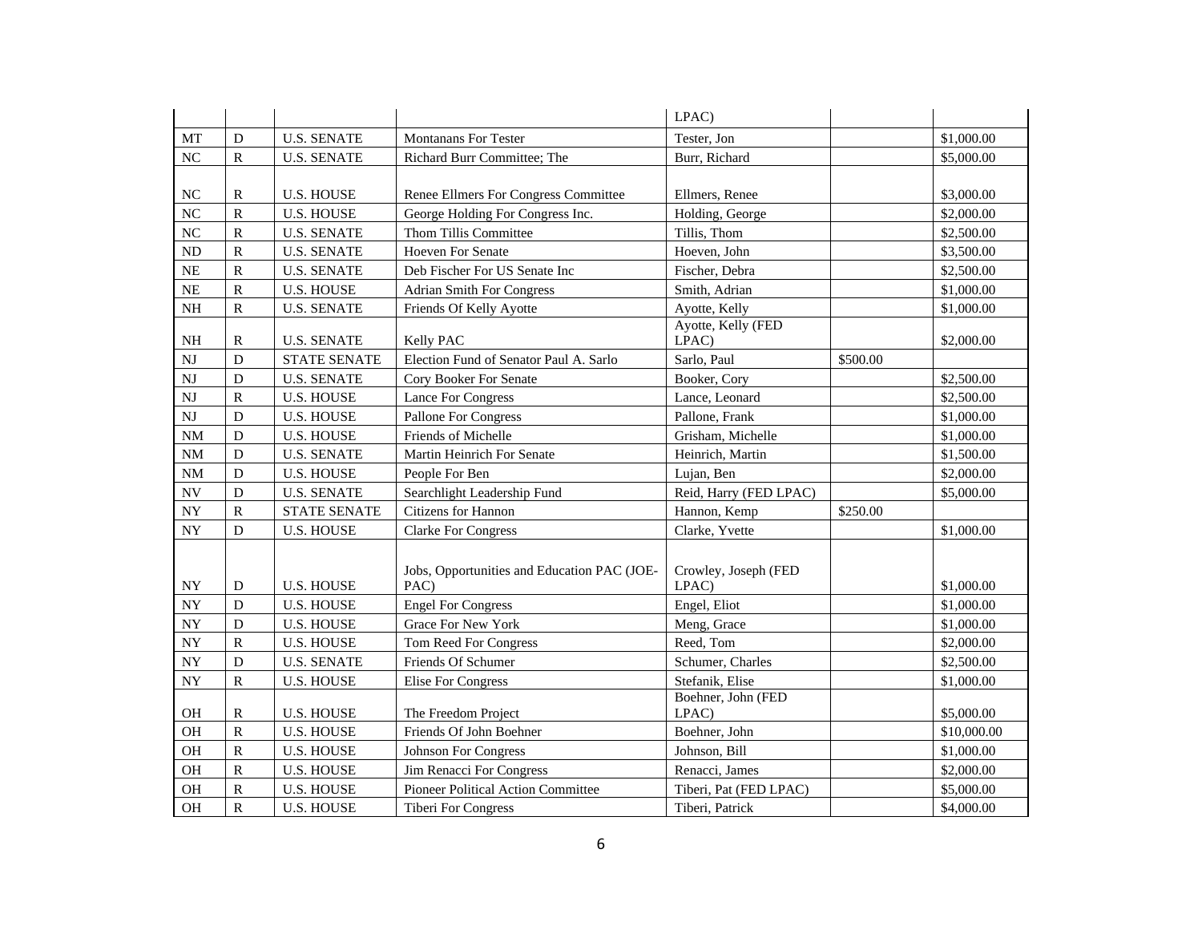| | | | | LPAC) | | |
|---|---|---|---|---|---|---|
| MT | D | U.S. SENATE | Montanans For Tester | Tester, Jon | | $1,000.00 |
| NC | R | U.S. SENATE | Richard Burr Committee; The | Burr, Richard | | $5,000.00 |
| NC | R | U.S. HOUSE | Renee Ellmers For Congress Committee | Ellmers, Renee | | $3,000.00 |
| NC | R | U.S. HOUSE | George Holding For Congress Inc. | Holding, George | | $2,000.00 |
| NC | R | U.S. SENATE | Thom Tillis Committee | Tillis, Thom | | $2,500.00 |
| ND | R | U.S. SENATE | Hoeven For Senate | Hoeven, John | | $3,500.00 |
| NE | R | U.S. SENATE | Deb Fischer For US Senate Inc | Fischer, Debra | | $2,500.00 |
| NE | R | U.S. HOUSE | Adrian Smith For Congress | Smith, Adrian | | $1,000.00 |
| NH | R | U.S. SENATE | Friends Of Kelly Ayotte | Ayotte, Kelly | | $1,000.00 |
| NH | R | U.S. SENATE | Kelly PAC | Ayotte, Kelly (FED LPAC) | | $2,000.00 |
| NJ | D | STATE SENATE | Election Fund of Senator Paul A. Sarlo | Sarlo, Paul | $500.00 | |
| NJ | D | U.S. SENATE | Cory Booker For Senate | Booker, Cory | | $2,500.00 |
| NJ | R | U.S. HOUSE | Lance For Congress | Lance, Leonard | | $2,500.00 |
| NJ | D | U.S. HOUSE | Pallone For Congress | Pallone, Frank | | $1,000.00 |
| NM | D | U.S. HOUSE | Friends of Michelle | Grisham, Michelle | | $1,000.00 |
| NM | D | U.S. SENATE | Martin Heinrich For Senate | Heinrich, Martin | | $1,500.00 |
| NM | D | U.S. HOUSE | People For Ben | Lujan, Ben | | $2,000.00 |
| NV | D | U.S. SENATE | Searchlight Leadership Fund | Reid, Harry (FED LPAC) | | $5,000.00 |
| NY | R | STATE SENATE | Citizens for Hannon | Hannon, Kemp | $250.00 | |
| NY | D | U.S. HOUSE | Clarke For Congress | Clarke, Yvette | | $1,000.00 |
| NY | D | U.S. HOUSE | Jobs, Opportunities and Education PAC (JOE-PAC) | Crowley, Joseph (FED LPAC) | | $1,000.00 |
| NY | D | U.S. HOUSE | Engel For Congress | Engel, Eliot | | $1,000.00 |
| NY | D | U.S. HOUSE | Grace For New York | Meng, Grace | | $1,000.00 |
| NY | R | U.S. HOUSE | Tom Reed For Congress | Reed, Tom | | $2,000.00 |
| NY | D | U.S. SENATE | Friends Of Schumer | Schumer, Charles | | $2,500.00 |
| NY | R | U.S. HOUSE | Elise For Congress | Stefanik, Elise | | $1,000.00 |
| OH | R | U.S. HOUSE | The Freedom Project | Boehner, John (FED LPAC) | | $5,000.00 |
| OH | R | U.S. HOUSE | Friends Of John Boehner | Boehner, John | | $10,000.00 |
| OH | R | U.S. HOUSE | Johnson For Congress | Johnson, Bill | | $1,000.00 |
| OH | R | U.S. HOUSE | Jim Renacci For Congress | Renacci, James | | $2,000.00 |
| OH | R | U.S. HOUSE | Pioneer Political Action Committee | Tiberi, Pat (FED LPAC) | | $5,000.00 |
| OH | R | U.S. HOUSE | Tiberi For Congress | Tiberi, Patrick | | $4,000.00 |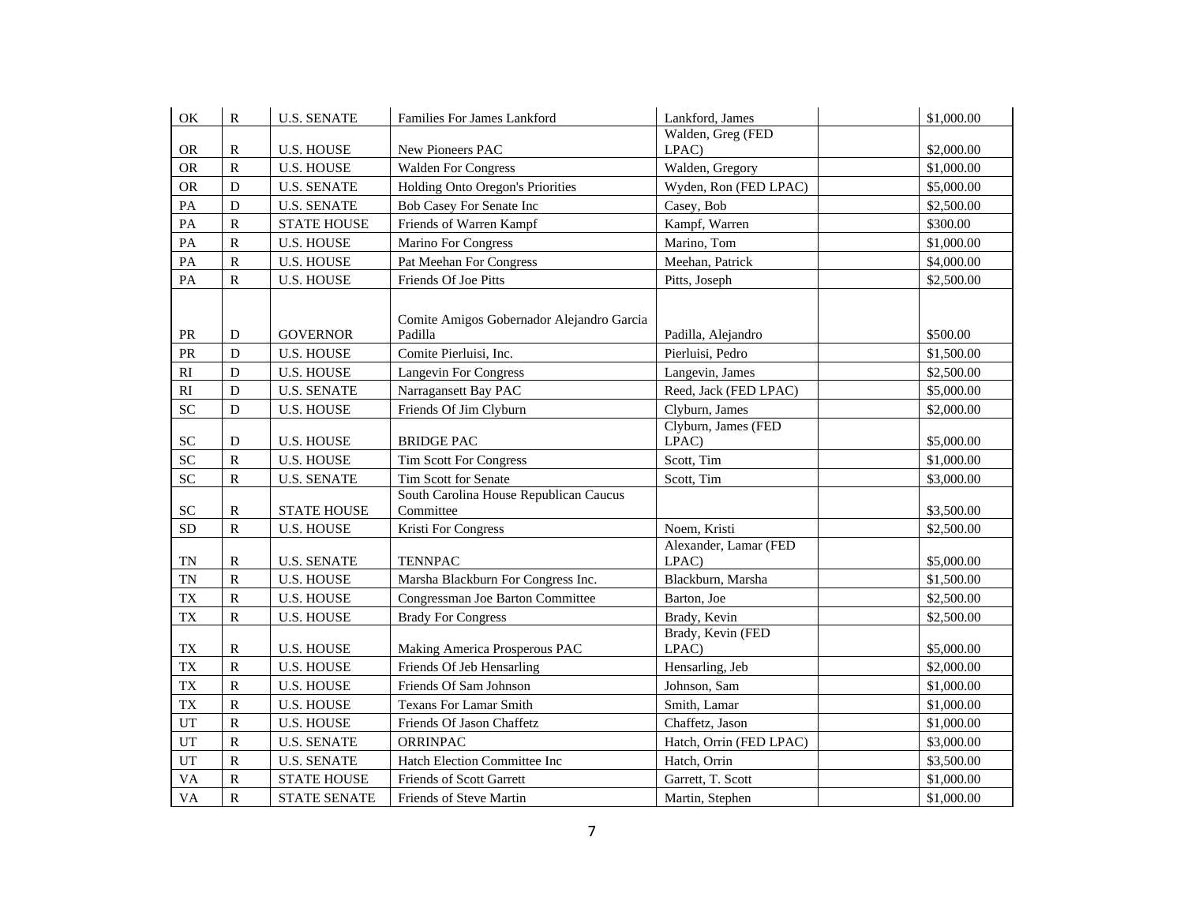| OK | R | U.S. SENATE | Families For James Lankford | Lankford, James | | $1,000.00 |
|---|---|---|---|---|---|---|
| OR | R | U.S. HOUSE | New Pioneers PAC | Walden, Greg (FED LPAC) | | $2,000.00 |
| OR | R | U.S. HOUSE | Walden For Congress | Walden, Gregory | | $1,000.00 |
| OR | D | U.S. SENATE | Holding Onto Oregon's Priorities | Wyden, Ron (FED LPAC) | | $5,000.00 |
| PA | D | U.S. SENATE | Bob Casey For Senate Inc | Casey, Bob | | $2,500.00 |
| PA | R | STATE HOUSE | Friends of Warren Kampf | Kampf, Warren | | $300.00 |
| PA | R | U.S. HOUSE | Marino For Congress | Marino, Tom | | $1,000.00 |
| PA | R | U.S. HOUSE | Pat Meehan For Congress | Meehan, Patrick | | $4,000.00 |
| PA | R | U.S. HOUSE | Friends Of Joe Pitts | Pitts, Joseph | | $2,500.00 |
| PR | D | GOVERNOR | Comite Amigos Gobernador Alejandro Garcia Padilla | Padilla, Alejandro | | $500.00 |
| PR | D | U.S. HOUSE | Comite Pierluisi, Inc. | Pierluisi, Pedro | | $1,500.00 |
| RI | D | U.S. HOUSE | Langevin For Congress | Langevin, James | | $2,500.00 |
| RI | D | U.S. SENATE | Narragansett Bay PAC | Reed, Jack (FED LPAC) | | $5,000.00 |
| SC | D | U.S. HOUSE | Friends Of Jim Clyburn | Clyburn, James | | $2,000.00 |
| SC | D | U.S. HOUSE | BRIDGE PAC | Clyburn, James (FED LPAC) | | $5,000.00 |
| SC | R | U.S. HOUSE | Tim Scott For Congress | Scott, Tim | | $1,000.00 |
| SC | R | U.S. SENATE | Tim Scott for Senate | Scott, Tim | | $3,000.00 |
| SC | R | STATE HOUSE | South Carolina House Republican Caucus Committee | | | $3,500.00 |
| SD | R | U.S. HOUSE | Kristi For Congress | Noem, Kristi | | $2,500.00 |
| TN | R | U.S. SENATE | TENNPAC | Alexander, Lamar (FED LPAC) | | $5,000.00 |
| TN | R | U.S. HOUSE | Marsha Blackburn For Congress Inc. | Blackburn, Marsha | | $1,500.00 |
| TX | R | U.S. HOUSE | Congressman Joe Barton Committee | Barton, Joe | | $2,500.00 |
| TX | R | U.S. HOUSE | Brady For Congress | Brady, Kevin | | $2,500.00 |
| TX | R | U.S. HOUSE | Making America Prosperous PAC | Brady, Kevin (FED LPAC) | | $5,000.00 |
| TX | R | U.S. HOUSE | Friends Of Jeb Hensarling | Hensarling, Jeb | | $2,000.00 |
| TX | R | U.S. HOUSE | Friends Of Sam Johnson | Johnson, Sam | | $1,000.00 |
| TX | R | U.S. HOUSE | Texans For Lamar Smith | Smith, Lamar | | $1,000.00 |
| UT | R | U.S. HOUSE | Friends Of Jason Chaffetz | Chaffetz, Jason | | $1,000.00 |
| UT | R | U.S. SENATE | ORRINPAC | Hatch, Orrin (FED LPAC) | | $3,000.00 |
| UT | R | U.S. SENATE | Hatch Election Committee Inc | Hatch, Orrin | | $3,500.00 |
| VA | R | STATE HOUSE | Friends of Scott Garrett | Garrett, T. Scott | | $1,000.00 |
| VA | R | STATE SENATE | Friends of Steve Martin | Martin, Stephen | | $1,000.00 |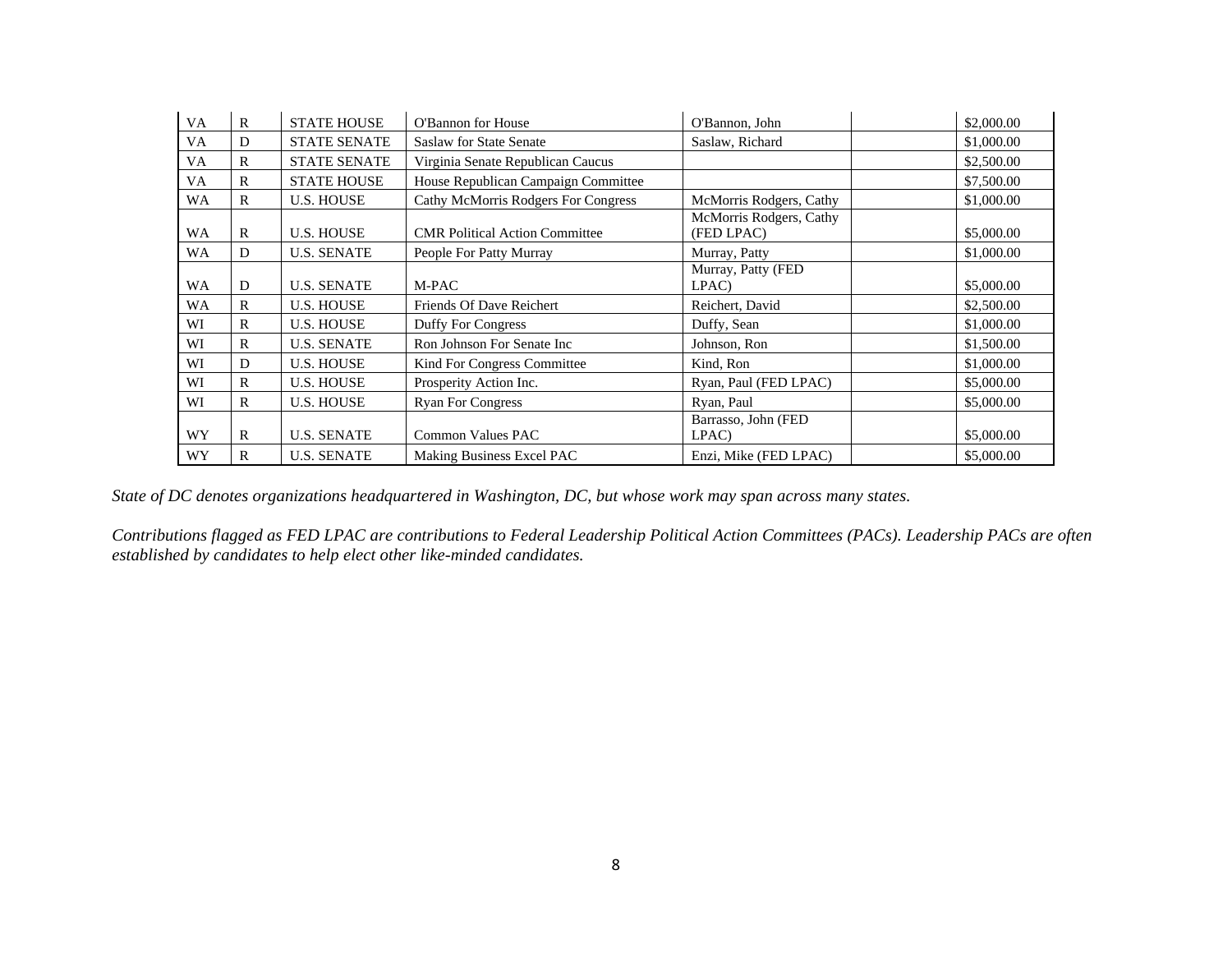| | | | | | | |
|---|---|---|---|---|---|---|
| VA | R | STATE HOUSE | O'Bannon for House | O'Bannon, John | | $2,000.00 |
| VA | D | STATE SENATE | Saslaw for State Senate | Saslaw, Richard | | $1,000.00 |
| VA | R | STATE SENATE | Virginia Senate Republican Caucus | | | $2,500.00 |
| VA | R | STATE HOUSE | House Republican Campaign Committee | | | $7,500.00 |
| WA | R | U.S. HOUSE | Cathy McMorris Rodgers For Congress | McMorris Rodgers, Cathy | | $1,000.00 |
| WA | R | U.S. HOUSE | CMR Political Action Committee | McMorris Rodgers, Cathy (FED LPAC) | | $5,000.00 |
| WA | D | U.S. SENATE | People For Patty Murray | Murray, Patty | | $1,000.00 |
| WA | D | U.S. SENATE | M-PAC | Murray, Patty (FED LPAC) | | $5,000.00 |
| WA | R | U.S. HOUSE | Friends Of Dave Reichert | Reichert, David | | $2,500.00 |
| WI | R | U.S. HOUSE | Duffy For Congress | Duffy, Sean | | $1,000.00 |
| WI | R | U.S. SENATE | Ron Johnson For Senate Inc | Johnson, Ron | | $1,500.00 |
| WI | D | U.S. HOUSE | Kind For Congress Committee | Kind, Ron | | $1,000.00 |
| WI | R | U.S. HOUSE | Prosperity Action Inc. | Ryan, Paul (FED LPAC) | | $5,000.00 |
| WI | R | U.S. HOUSE | Ryan For Congress | Ryan, Paul | | $5,000.00 |
| WY | R | U.S. SENATE | Common Values PAC | Barrasso, John (FED LPAC) | | $5,000.00 |
| WY | R | U.S. SENATE | Making Business Excel PAC | Enzi, Mike (FED LPAC) | | $5,000.00 |

*State of DC denotes organizations headquartered in Washington, DC, but whose work may span across many states.*

*Contributions flagged as FED LPAC are contributions to Federal Leadership Political Action Committees (PACs). Leadership PACs are often established by candidates to help elect other like-minded candidates.*